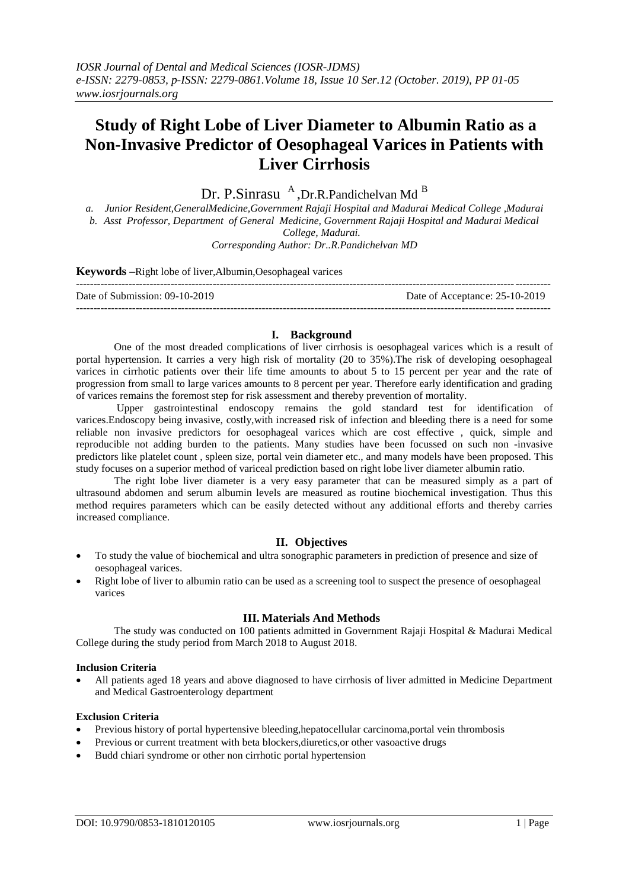# Study of Right Lobe of Liver Diameter to Albumin Ratio as a Non-Invasive Predictor of Oesophageal Varices in Patients with Liver Cirrhosis

Dr. P.Sinrasu [A] ,Dr.R.Pandichelvan Md [B]

*a. Junior Resident,GeneralMedicine,Government Rajaji Hospital and Madurai Medical College ,Madurai*
*b. Asst Professor, Department of General Medicine, Government Rajaji Hospital and Madurai Medical College, Madurai.*
*Corresponding Author: Dr..R.Pandichelvan MD*

**Keywords** –Right lobe of liver,Albumin,Oesophageal varices

Date of Submission: 09-10-2019 Date of Acceptance: 25-10-2019

## I. Background

One of the most dreaded complications of liver cirrhosis is oesophageal varices which is a result of portal hypertension. It carries a very high risk of mortality (20 to 35%).The risk of developing oesophageal varices in cirrhotic patients over their life time amounts to about 5 to 15 percent per year and the rate of progression from small to large varices amounts to 8 percent per year. Therefore early identification and grading of varices remains the foremost step for risk assessment and thereby prevention of mortality.

Upper gastrointestinal endoscopy remains the gold standard test for identification of varices.Endoscopy being invasive, costly,with increased risk of infection and bleeding there is a need for some reliable non invasive predictors for oesophageal varices which are cost effective , quick, simple and reproducible not adding burden to the patients. Many studies have been focussed on such non -invasive predictors like platelet count , spleen size, portal vein diameter etc., and many models have been proposed. This study focuses on a superior method of variceal prediction based on right lobe liver diameter albumin ratio.

The right lobe liver diameter is a very easy parameter that can be measured simply as a part of ultrasound abdomen and serum albumin levels are measured as routine biochemical investigation. Thus this method requires parameters which can be easily detected without any additional efforts and thereby carries increased compliance.

## II. Objectives

- To study the value of biochemical and ultra sonographic parameters in prediction of presence and size of oesophageal varices.
- Right lobe of liver to albumin ratio can be used as a screening tool to suspect the presence of oesophageal varices

## III. Materials And Methods

The study was conducted on 100 patients admitted in Government Rajaji Hospital & Madurai Medical College during the study period from March 2018 to August 2018.

**Inclusion Criteria**

- All patients aged 18 years and above diagnosed to have cirrhosis of liver admitted in Medicine Department and Medical Gastroenterology department

**Exclusion Criteria**

- Previous history of portal hypertensive bleeding,hepatocellular carcinoma,portal vein thrombosis
- Previous or current treatment with beta blockers,diuretics,or other vasoactive drugs
- Budd chiari syndrome or other non cirrhotic portal hypertension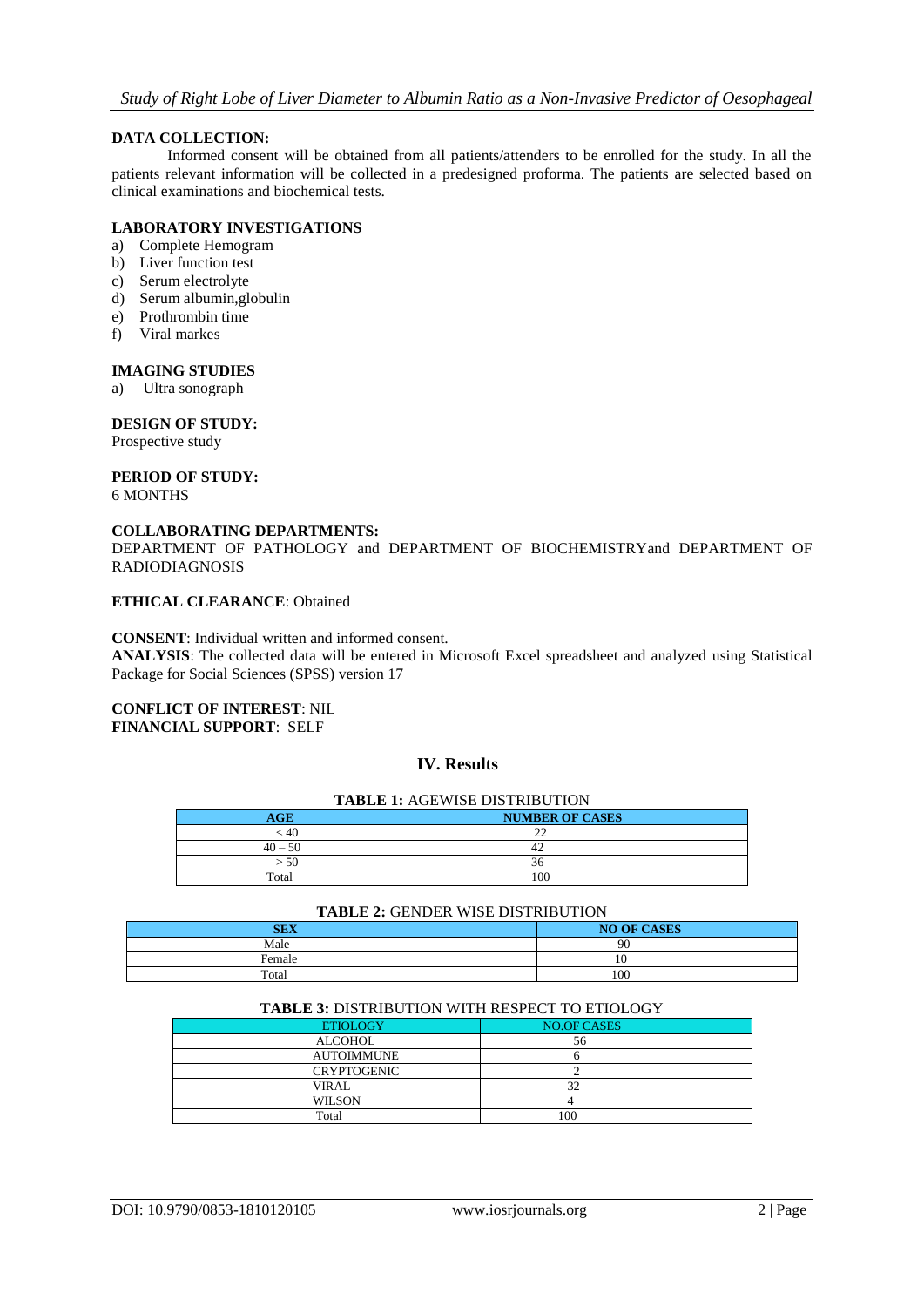**DATA COLLECTION:**

Informed consent will be obtained from all patients/attenders to be enrolled for the study. In all the patients relevant information will be collected in a predesigned proforma. The patients are selected based on clinical examinations and biochemical tests.

**LABORATORY INVESTIGATIONS**

a) Complete Hemogram
b) Liver function test
c) Serum electrolyte
d) Serum albumin,globulin
e) Prothrombin time
f) Viral markes

**IMAGING STUDIES**

a) Ultra sonograph

**DESIGN OF STUDY:**
Prospective study

**PERIOD OF STUDY:**
6 MONTHS

**COLLABORATING DEPARTMENTS:**
DEPARTMENT OF PATHOLOGY and DEPARTMENT OF BIOCHEMISTRYand DEPARTMENT OF RADIODIAGNOSIS

**ETHICAL CLEARANCE**: Obtained

**CONSENT**: Individual written and informed consent.
**ANALYSIS**: The collected data will be entered in Microsoft Excel spreadsheet and analyzed using Statistical Package for Social Sciences (SPSS) version 17

**CONFLICT OF INTEREST**: NIL
**FINANCIAL SUPPORT**: SELF

## IV. Results

**TABLE 1:** AGEWISE DISTRIBUTION

| AGE | NUMBER OF CASES |
|---|---|
| < 40 | 22 |
| 40 – 50 | 42 |
| > 50 | 36 |
| Total | 100 |

**TABLE 2:** GENDER WISE DISTRIBUTION

| SEX | NO OF CASES |
|---|---|
| Male | 90 |
| Female | 10 |
| Total | 100 |

**TABLE 3:** DISTRIBUTION WITH RESPECT TO ETIOLOGY

| ETIOLOGY | NO.OF CASES |
|---|---|
| ALCOHOL | 56 |
| AUTOIMMUNE | 6 |
| CRYPTOGENIC | 2 |
| VIRAL | 32 |
| WILSON | 4 |
| Total | 100 |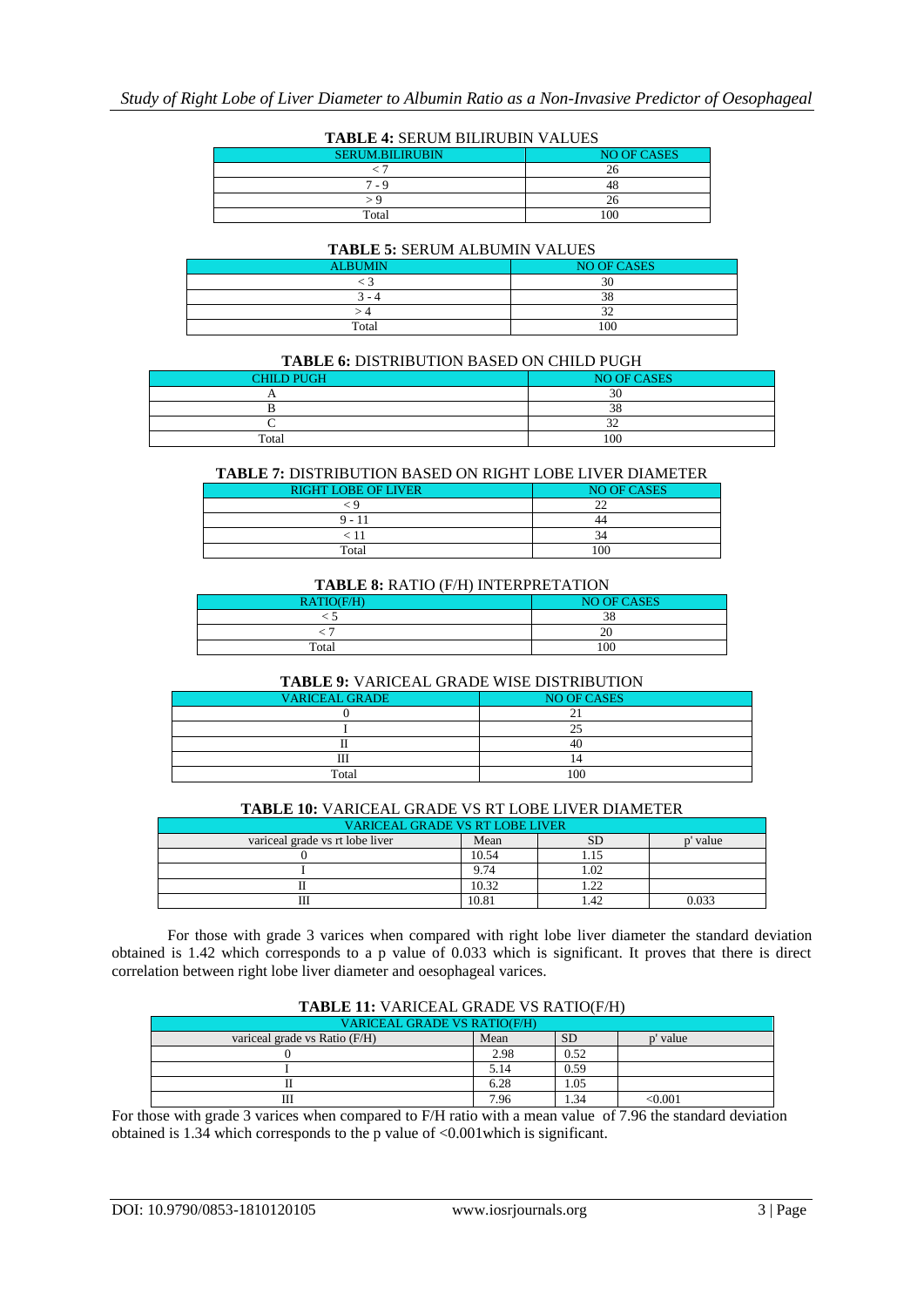**TABLE 4:** SERUM BILIRUBIN VALUES

| SERUM.BILIRUBIN | NO OF CASES |
|---|---|
| < 7 | 26 |
| 7 - 9 | 48 |
| > 9 | 26 |
| Total | 100 |

**TABLE 5:** SERUM ALBUMIN VALUES

| ALBUMIN | NO OF CASES |
|---|---|
| < 3 | 30 |
| 3 - 4 | 38 |
| > 4 | 32 |
| Total | 100 |

**TABLE 6:** DISTRIBUTION BASED ON CHILD PUGH

| CHILD PUGH | NO OF CASES |
|---|---|
| A | 30 |
| B | 38 |
| C | 32 |
| Total | 100 |

**TABLE 7:** DISTRIBUTION BASED ON RIGHT LOBE LIVER DIAMETER

| RIGHT LOBE OF LIVER | NO OF CASES |
|---|---|
| < 9 | 22 |
| 9 - 11 | 44 |
| < 11 | 34 |
| Total | 100 |

**TABLE 8:** RATIO (F/H) INTERPRETATION

| RATIO(F/H) | NO OF CASES |
|---|---|
| < 5 | 38 |
| < 7 | 20 |
| Total | 100 |

**TABLE 9:** VARICEAL GRADE WISE DISTRIBUTION

| VARICEAL GRADE | NO OF CASES |
|---|---|
| 0 | 21 |
| I | 25 |
| II | 40 |
| III | 14 |
| Total | 100 |

**TABLE 10:** VARICEAL GRADE VS RT LOBE LIVER DIAMETER

| VARICEAL GRADE VS RT LOBE LIVER | | | |
|---|---|---|---|
| variceal grade vs rt lobe liver | Mean | SD | p' value |
| 0 | 10.54 | 1.15 | |
| I | 9.74 | 1.02 | |
| II | 10.32 | 1.22 | |
| III | 10.81 | 1.42 | 0.033 |

For those with grade 3 varices when compared with right lobe liver diameter the standard deviation obtained is 1.42 which corresponds to a p value of 0.033 which is significant. It proves that there is direct correlation between right lobe liver diameter and oesophageal varices.

**TABLE 11:** VARICEAL GRADE VS RATIO(F/H)

| VARICEAL GRADE VS RATIO(F/H) | | | |
|---|---|---|---|
| variceal grade vs Ratio (F/H) | Mean | SD | p' value |
| 0 | 2.98 | 0.52 | |
| I | 5.14 | 0.59 | |
| II | 6.28 | 1.05 | |
| III | 7.96 | 1.34 | <0.001 |

For those with grade 3 varices when compared to F/H ratio with a mean value of 7.96 the standard deviation obtained is 1.34 which corresponds to the p value of <0.001which is significant.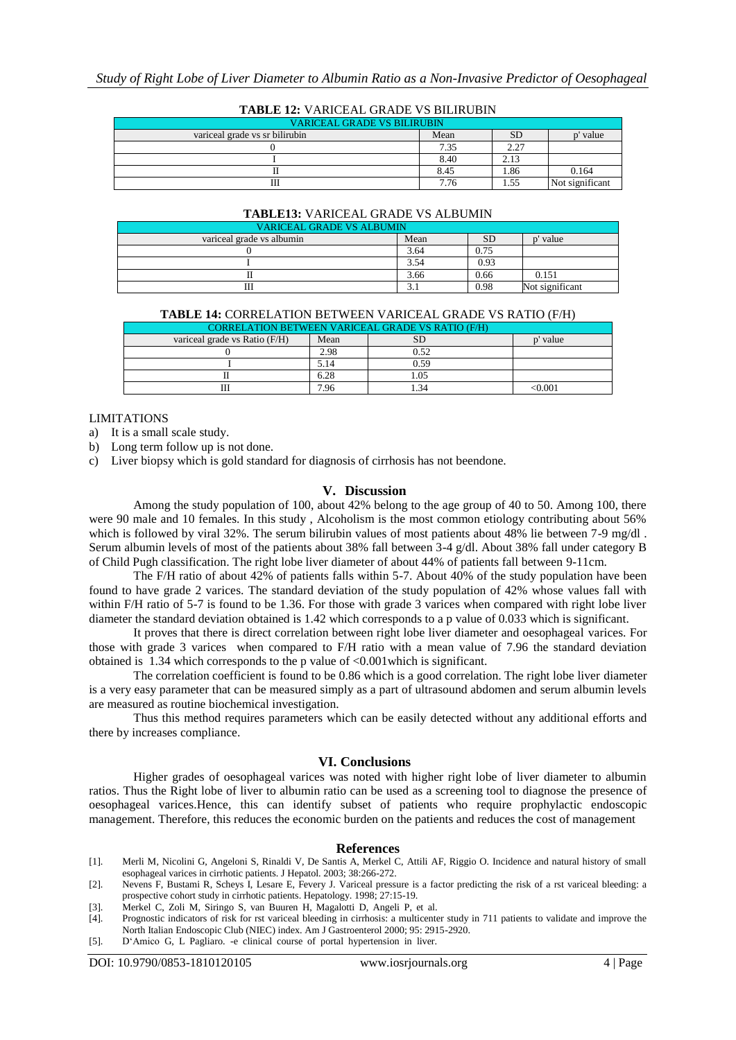**TABLE 12:** VARICEAL GRADE VS BILIRUBIN

| VARICEAL GRADE VS BILIRUBIN | | | |
|---|---|---|---|
| variceal grade vs sr bilirubin | Mean | SD | p' value |
| 0 | 7.35 | 2.27 | |
| I | 8.40 | 2.13 | |
| II | 8.45 | 1.86 | 0.164 |
| III | 7.76 | 1.55 | Not significant |

**TABLE13:** VARICEAL GRADE VS ALBUMIN

| VARICEAL GRADE VS ALBUMIN | | | |
|---|---|---|---|
| variceal grade vs albumin | Mean | SD | p' value |
| 0 | 3.64 | 0.75 | |
| I | 3.54 | 0.93 | |
| II | 3.66 | 0.66 | 0.151 |
| III | 3.1 | 0.98 | Not significant |

**TABLE 14:** CORRELATION BETWEEN VARICEAL GRADE VS RATIO (F/H)

| CORRELATION BETWEEN VARICEAL GRADE VS RATIO (F/H) | | | |
|---|---|---|---|
| variceal grade vs Ratio (F/H) | Mean | SD | p' value |
| 0 | 2.98 | 0.52 | |
| I | 5.14 | 0.59 | |
| II | 6.28 | 1.05 | |
| III | 7.96 | 1.34 | <0.001 |

LIMITATIONS

a) It is a small scale study.
b) Long term follow up is not done.
c) Liver biopsy which is gold standard for diagnosis of cirrhosis has not beendone.

## V. Discussion

Among the study population of 100, about 42% belong to the age group of 40 to 50. Among 100, there were 90 male and 10 females. In this study , Alcoholism is the most common etiology contributing about 56% which is followed by viral 32%. The serum bilirubin values of most patients about 48% lie between 7-9 mg/dl . Serum albumin levels of most of the patients about 38% fall between 3-4 g/dl. About 38% fall under category B of Child Pugh classification. The right lobe liver diameter of about 44% of patients fall between 9-11cm.

The F/H ratio of about 42% of patients falls within 5-7. About 40% of the study population have been found to have grade 2 varices. The standard deviation of the study population of 42% whose values fall with within F/H ratio of 5-7 is found to be 1.36. For those with grade 3 varices when compared with right lobe liver diameter the standard deviation obtained is 1.42 which corresponds to a p value of 0.033 which is significant.

It proves that there is direct correlation between right lobe liver diameter and oesophageal varices. For those with grade 3 varices when compared to F/H ratio with a mean value of 7.96 the standard deviation obtained is 1.34 which corresponds to the p value of <0.001which is significant.

The correlation coefficient is found to be 0.86 which is a good correlation. The right lobe liver diameter is a very easy parameter that can be measured simply as a part of ultrasound abdomen and serum albumin levels are measured as routine biochemical investigation.

Thus this method requires parameters which can be easily detected without any additional efforts and there by increases compliance.

## VI. Conclusions

Higher grades of oesophageal varices was noted with higher right lobe of liver diameter to albumin ratios. Thus the Right lobe of liver to albumin ratio can be used as a screening tool to diagnose the presence of oesophageal varices.Hence, this can identify subset of patients who require prophylactic endoscopic management. Therefore, this reduces the economic burden on the patients and reduces the cost of management

## References

[1]. Merli M, Nicolini G, Angeloni S, Rinaldi V, De Santis A, Merkel C, Attili AF, Riggio O. Incidence and natural history of small esophageal varices in cirrhotic patients. J Hepatol. 2003; 38:266-272.

[2]. Nevens F, Bustami R, Scheys I, Lesare E, Fevery J. Variceal pressure is a factor predicting the risk of a rst variceal bleeding: a prospective cohort study in cirrhotic patients. Hepatology. 1998; 27:15-19.

[3]. Merkel C, Zoli M, Siringo S, van Buuren H, Magalotti D, Angeli P, et al.

[4]. Prognostic indicators of risk for rst variceal bleeding in cirrhosis: a multicenter study in 711 patients to validate and improve the North Italian Endoscopic Club (NIEC) index. Am J Gastroenterol 2000; 95: 2915-2920.

[5]. D'Amico G, L Pagliaro. -e clinical course of portal hypertension in liver.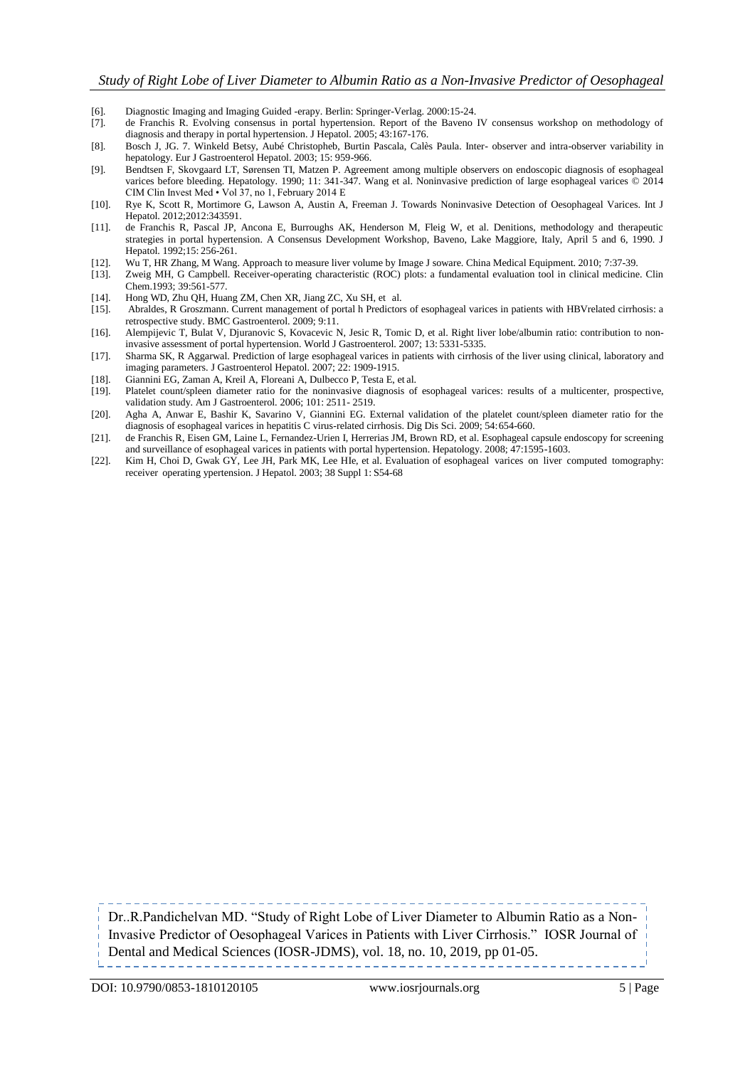[6]. Diagnostic Imaging and Imaging Guided -erapy. Berlin: Springer-Verlag. 2000:15-24.

[7]. de Franchis R. Evolving consensus in portal hypertension. Report of the Baveno IV consensus workshop on methodology of diagnosis and therapy in portal hypertension. J Hepatol. 2005; 43:167-176.

[8]. Bosch J, JG. 7. Winkeld Betsy, Aubé Christopheb, Burtin Pascala, Calès Paula. Inter- observer and intra-observer variability in hepatology. Eur J Gastroenterol Hepatol. 2003; 15: 959-966.

[9]. Bendtsen F, Skovgaard LT, Sørensen TI, Matzen P. Agreement among multiple observers on endoscopic diagnosis of esophageal varices before bleeding. Hepatology. 1990; 11: 341-347. Wang et al. Noninvasive prediction of large esophageal varices © 2014 CIM Clin Invest Med • Vol 37, no 1, February 2014 E

[10]. Rye K, Scott R, Mortimore G, Lawson A, Austin A, Freeman J. Towards Noninvasive Detection of Oesophageal Varices. Int J Hepatol. 2012;2012:343591.

[11]. de Franchis R, Pascal JP, Ancona E, Burroughs AK, Henderson M, Fleig W, et al. Denitions, methodology and therapeutic strategies in portal hypertension. A Consensus Development Workshop, Baveno, Lake Maggiore, Italy, April 5 and 6, 1990. J Hepatol. 1992;15: 256-261.

[12]. Wu T, HR Zhang, M Wang. Approach to measure liver volume by Image J soware. China Medical Equipment. 2010; 7:37-39.

[13]. Zweig MH, G Campbell. Receiver-operating characteristic (ROC) plots: a fundamental evaluation tool in clinical medicine. Clin Chem.1993; 39:561-577.

[14]. Hong WD, Zhu QH, Huang ZM, Chen XR, Jiang ZC, Xu SH, et al.

[15]. Abraldes, R Groszmann. Current management of portal h Predictors of esophageal varices in patients with HBVrelated cirrhosis: a retrospective study. BMC Gastroenterol. 2009; 9:11.

[16]. Alempijevic T, Bulat V, Djuranovic S, Kovacevic N, Jesic R, Tomic D, et al. Right liver lobe/albumin ratio: contribution to non-invasive assessment of portal hypertension. World J Gastroenterol. 2007; 13: 5331-5335.

[17]. Sharma SK, R Aggarwal. Prediction of large esophageal varices in patients with cirrhosis of the liver using clinical, laboratory and imaging parameters. J Gastroenterol Hepatol. 2007; 22: 1909-1915.

[18]. Giannini EG, Zaman A, Kreil A, Floreani A, Dulbecco P, Testa E, et al.

[19]. Platelet count/spleen diameter ratio for the noninvasive diagnosis of esophageal varices: results of a multicenter, prospective, validation study. Am J Gastroenterol. 2006; 101: 2511- 2519.

[20]. Agha A, Anwar E, Bashir K, Savarino V, Giannini EG. External validation of the platelet count/spleen diameter ratio for the diagnosis of esophageal varices in hepatitis C virus-related cirrhosis. Dig Dis Sci. 2009; 54: 654-660.

[21]. de Franchis R, Eisen GM, Laine L, Fernandez-Urien I, Herrerias JM, Brown RD, et al. Esophageal capsule endoscopy for screening and surveillance of esophageal varices in patients with portal hypertension. Hepatology. 2008; 47:1595-1603.

[22]. Kim H, Choi D, Gwak GY, Lee JH, Park MK, Lee HIe, et al. Evaluation of esophageal varices on liver computed tomography: receiver operating ypertension. J Hepatol. 2003; 38 Suppl 1: S54-68

Dr..R.Pandichelvan MD. "Study of Right Lobe of Liver Diameter to Albumin Ratio as a Non-Invasive Predictor of Oesophageal Varices in Patients with Liver Cirrhosis." IOSR Journal of Dental and Medical Sciences (IOSR-JDMS), vol. 18, no. 10, 2019, pp 01-05.